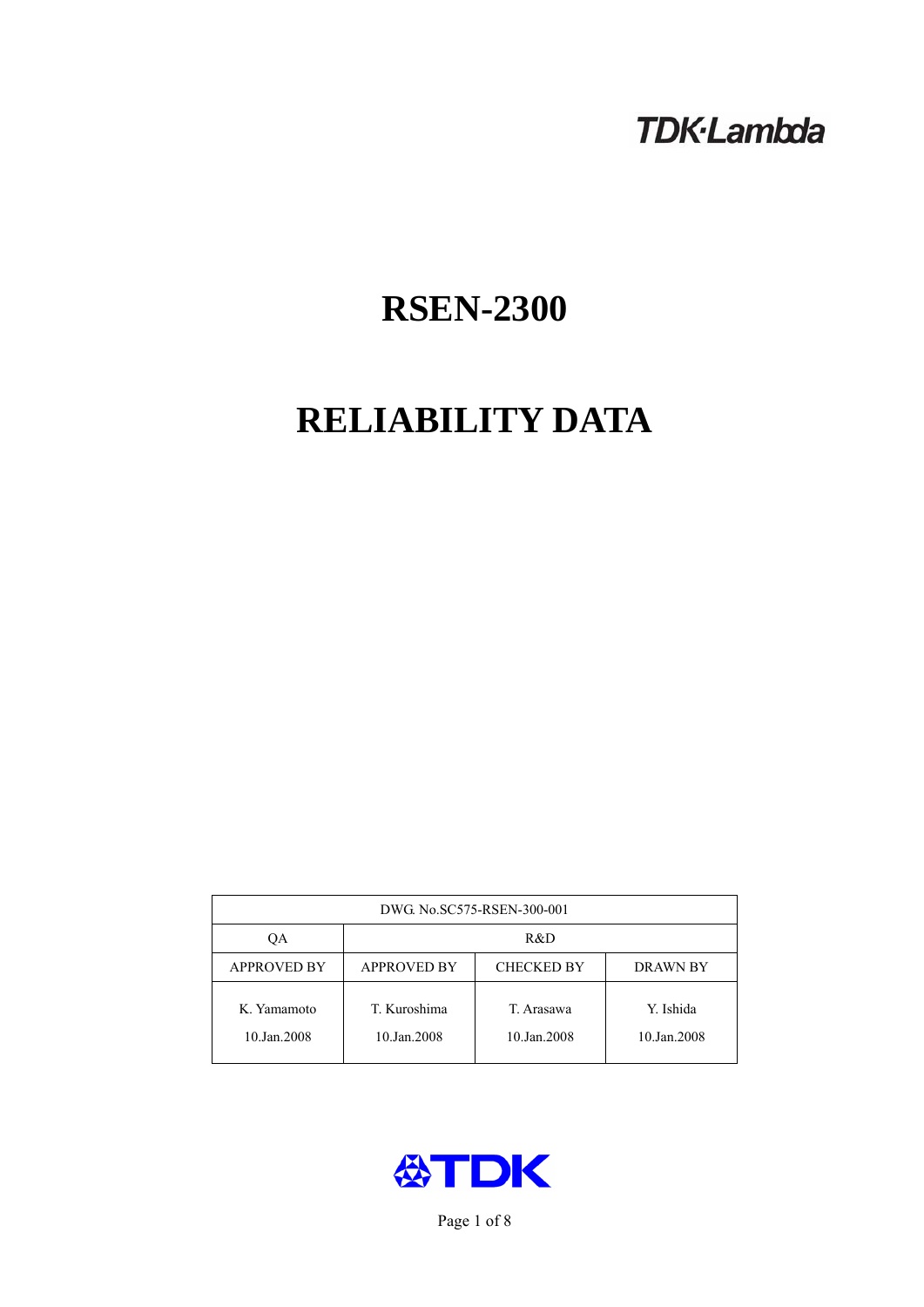TDK·Lambda

# RSEN-2300

# RELIABILITY DATA

| DWG. No.SC575-RSEN-300-001 | | | |
|---|---|---|---|
| QA | R&D | | |
| APPROVED BY | APPROVED BY | CHECKED BY | DRAWN BY |
| K. Yamamoto<br>10.Jan.2008 | T. Kuroshima<br>10.Jan.2008 | T. Arasawa<br>10.Jan.2008 | Y. Ishida<br>10.Jan.2008 |

TDK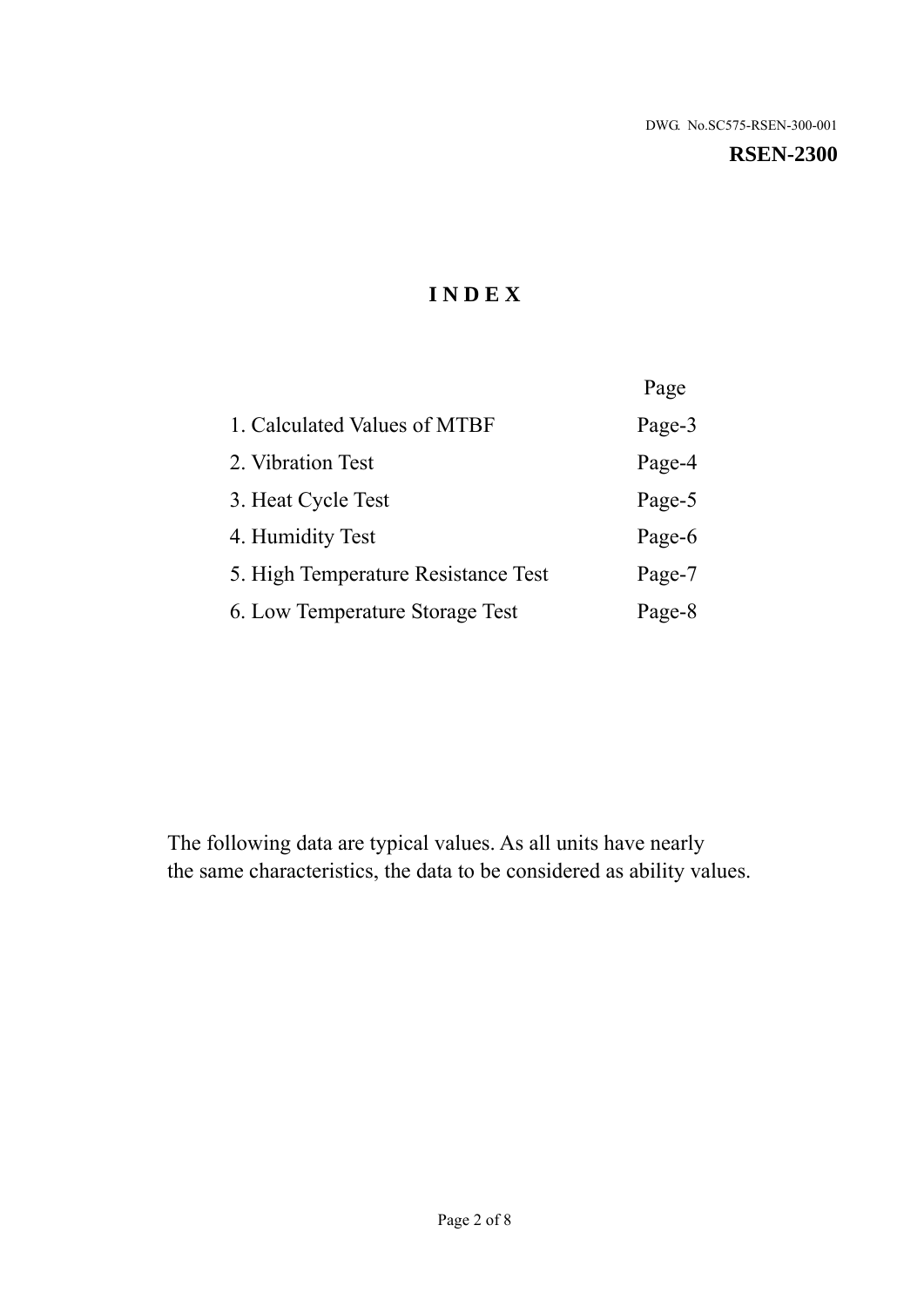DWG. No.SC575-RSEN-300-001

**RSEN-2300**

# INDEX

| | Page |
|---|---|
| 1. Calculated Values of MTBF | Page-3 |
| 2. Vibration Test | Page-4 |
| 3. Heat Cycle Test | Page-5 |
| 4. Humidity Test | Page-6 |
| 5. High Temperature Resistance Test | Page-7 |
| 6. Low Temperature Storage Test | Page-8 |

The following data are typical values. As all units have nearly
the same characteristics, the data to be considered as ability values.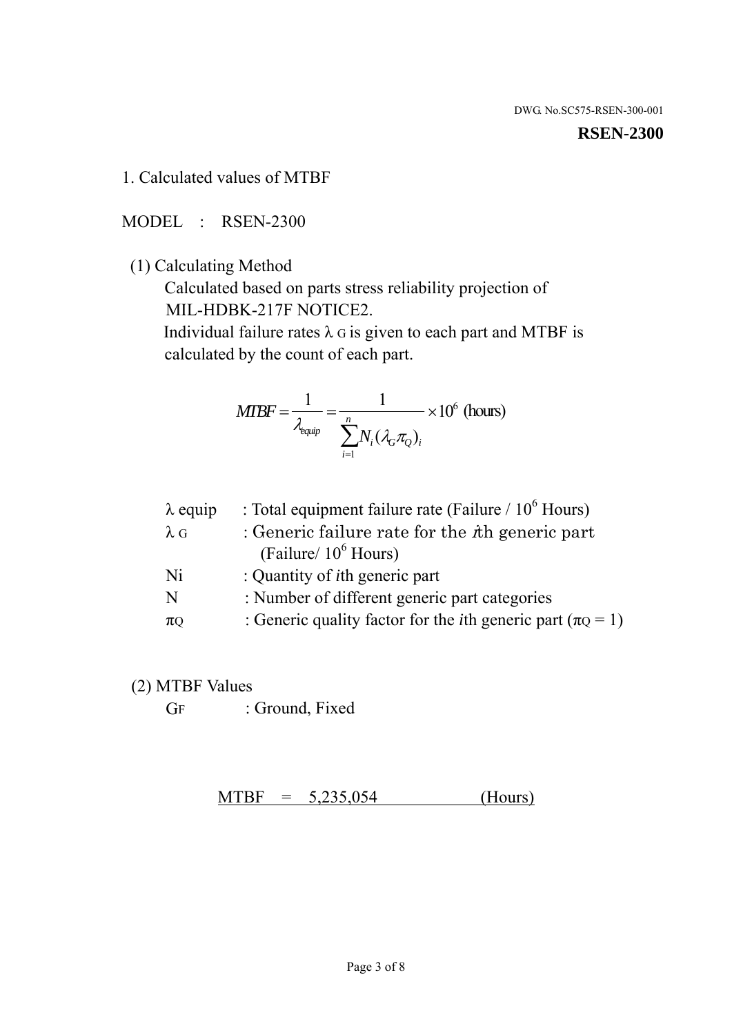DWG. No.SC575-RSEN-300-001

**RSEN-2300**

## 1. Calculated values of MTBF

MODEL : RSEN-2300

(1) Calculating Method

Calculated based on parts stress reliability projection of MIL-HDBK-217F NOTICE2.

Individual failure rates $\lambda_G$ is given to each part and MTBF is calculated by the count of each part.

$$MTBF = \frac{1}{\lambda_{equip}} = \frac{1}{\sum_{i=1}^{n} N_i (\lambda_G \pi_Q)_i} \times 10^6 \text{ (hours)}$$

| | |
|---|---|
| $\lambda_{equip}$ | : Total equipment failure rate (Failure / $10^6$ Hours) |
| $\lambda_G$ | : Generic failure rate for the $i$th generic part (Failure/ $10^6$ Hours) |
| Ni | : Quantity of $i$th generic part |
| N | : Number of different generic part categories |
| $\pi_Q$ | : Generic quality factor for the $i$th generic part ($\pi_Q = 1$) |

(2) MTBF Values

$G_F$ : Ground, Fixed

MTBF = 5,235,054 (Hours)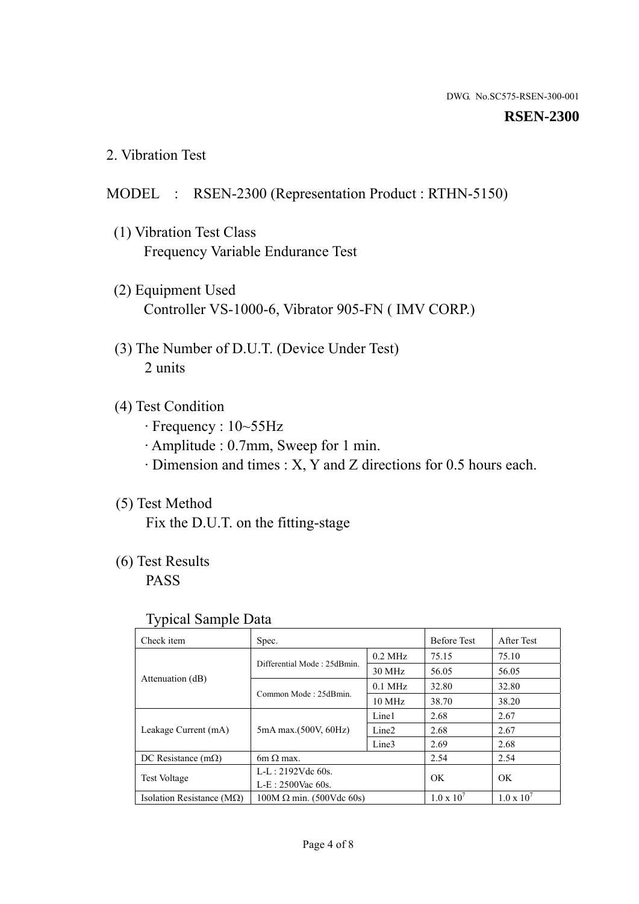DWG. No.SC575-RSEN-300-001

**RSEN-2300**

## 2. Vibration Test

MODEL : RSEN-2300 (Representation Product : RTHN-5150)

(1) Vibration Test Class
Frequency Variable Endurance Test

(2) Equipment Used
Controller VS-1000-6, Vibrator 905-FN ( IMV CORP.)

(3) The Number of D.U.T. (Device Under Test)
2 units

(4) Test Condition
· Frequency : 10~55Hz
· Amplitude : 0.7mm, Sweep for 1 min.
· Dimension and times : X, Y and Z directions for 0.5 hours each.

(5) Test Method
Fix the D.U.T. on the fitting-stage

(6) Test Results
PASS

Typical Sample Data

| Check item | Spec. | | Before Test | After Test |
|---|---|---|---|---|
| Attenuation (dB) | Differential Mode : 25dBmin. | 0.2 MHz | 75.15 | 75.10 |
| | | 30 MHz | 56.05 | 56.05 |
| | Common Mode : 25dBmin. | 0.1 MHz | 32.80 | 32.80 |
| | | 10 MHz | 38.70 | 38.20 |
| Leakage Current (mA) | 5mA max.(500V, 60Hz) | Line1 | 2.68 | 2.67 |
| | | Line2 | 2.68 | 2.67 |
| | | Line3 | 2.69 | 2.68 |
| DC Resistance (mΩ) | 6m Ω max. | | 2.54 | 2.54 |
| Test Voltage | L-L : 2192Vdc 60s.<br>L-E : 2500Vac 60s. | | OK | OK |
| Isolation Resistance (MΩ) | 100M Ω min. (500Vdc 60s) | | $1.0 \times 10^7$ | $1.0 \times 10^7$ |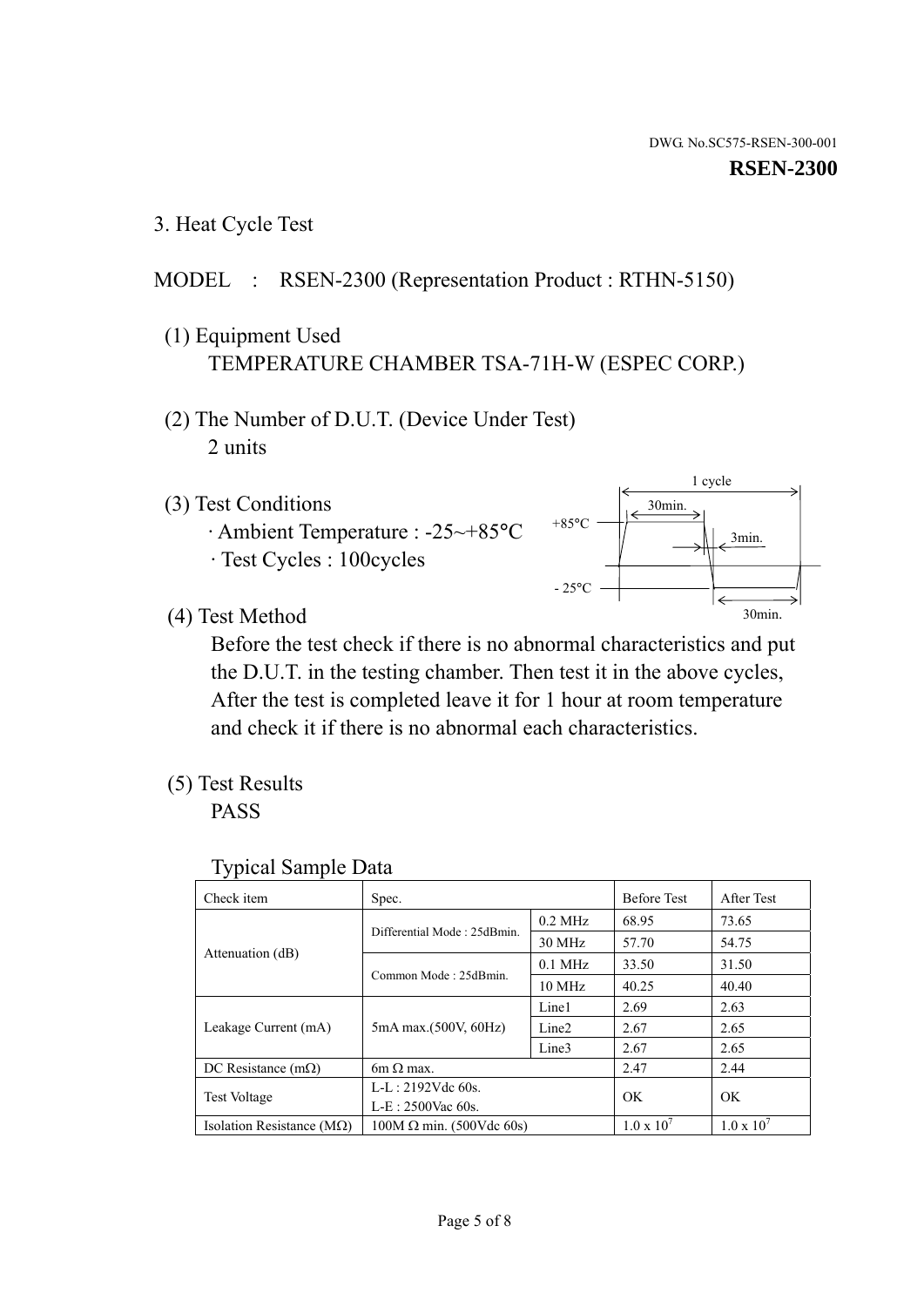DWG. No.SC575-RSEN-300-001

**RSEN-2300**

## 3. Heat Cycle Test

MODEL : RSEN-2300 (Representation Product : RTHN-5150)

(1) Equipment Used
TEMPERATURE CHAMBER TSA-71H-W (ESPEC CORP.)

(2) The Number of D.U.T. (Device Under Test)
2 units

(3) Test Conditions
· Ambient Temperature : -25~+85°C
· Test Cycles : 100cycles

1 cycle
+85°C 30min.
3min.
- 25°C 30min.

(4) Test Method
Before the test check if there is no abnormal characteristics and put the D.U.T. in the testing chamber. Then test it in the above cycles, After the test is completed leave it for 1 hour at room temperature and check it if there is no abnormal each characteristics.

(5) Test Results
PASS

Typical Sample Data

| Check item | Spec. | | Before Test | After Test |
|---|---|---|---|---|
| Attenuation (dB) | Differential Mode : 25dBmin. | 0.2 MHz | 68.95 | 73.65 |
| | | 30 MHz | 57.70 | 54.75 |
| | Common Mode : 25dBmin. | 0.1 MHz | 33.50 | 31.50 |
| | | 10 MHz | 40.25 | 40.40 |
| Leakage Current (mA) | 5mA max.(500V, 60Hz) | Line1 | 2.69 | 2.63 |
| | | Line2 | 2.67 | 2.65 |
| | | Line3 | 2.67 | 2.65 |
| DC Resistance (mΩ) | 6m Ω max. | | 2.47 | 2.44 |
| Test Voltage | L-L : 2192Vdc 60s.<br>L-E : 2500Vac 60s. | | OK | OK |
| Isolation Resistance (MΩ) | 100M Ω min. (500Vdc 60s) | | $1.0 \times 10^7$ | $1.0 \times 10^7$ |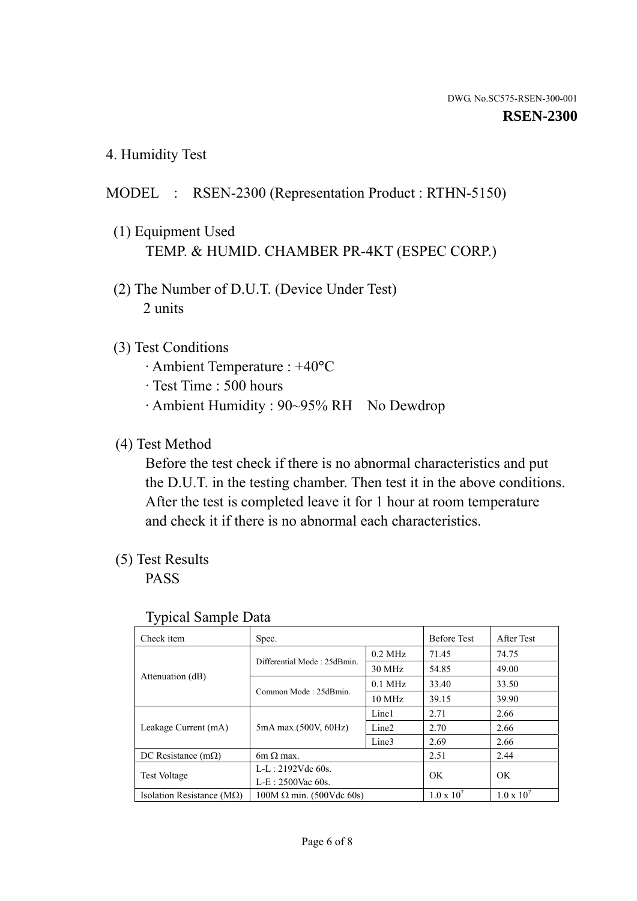DWG. No.SC575-RSEN-300-001

**RSEN-2300**

## 4. Humidity Test

MODEL : RSEN-2300 (Representation Product : RTHN-5150)

(1) Equipment Used

TEMP. & HUMID. CHAMBER PR-4KT (ESPEC CORP.)

(2) The Number of D.U.T. (Device Under Test)

2 units

(3) Test Conditions

- Ambient Temperature : +40°C
- Test Time : 500 hours
- Ambient Humidity : 90~95% RH No Dewdrop

(4) Test Method

Before the test check if there is no abnormal characteristics and put the D.U.T. in the testing chamber. Then test it in the above conditions. After the test is completed leave it for 1 hour at room temperature and check it if there is no abnormal each characteristics.

(5) Test Results

PASS

Typical Sample Data

| Check item | Spec. | | Before Test | After Test |
|---|---|---|---|---|
| Attenuation (dB) | Differential Mode : 25dBmin. | 0.2 MHz | 71.45 | 74.75 |
| | | 30 MHz | 54.85 | 49.00 |
| | Common Mode : 25dBmin. | 0.1 MHz | 33.40 | 33.50 |
| | | 10 MHz | 39.15 | 39.90 |
| Leakage Current (mA) | 5mA max.(500V, 60Hz) | Line1 | 2.71 | 2.66 |
| | | Line2 | 2.70 | 2.66 |
| | | Line3 | 2.69 | 2.66 |
| DC Resistance (mΩ) | 6m Ω max. | | 2.51 | 2.44 |
| Test Voltage | L-L : 2192Vdc 60s.<br>L-E : 2500Vac 60s. | | OK | OK |
| Isolation Resistance (MΩ) | 100M Ω min. (500Vdc 60s) | | $1.0 \times 10^7$ | $1.0 \times 10^7$ |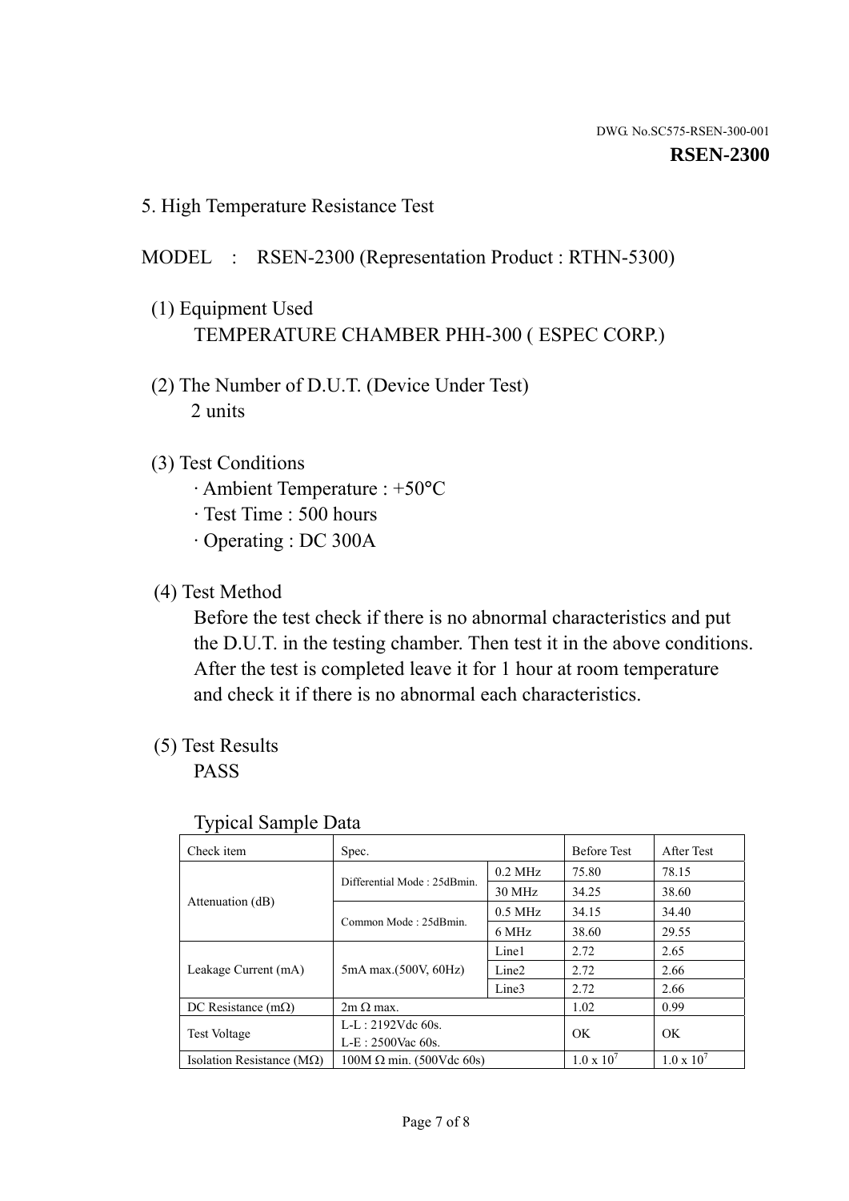DWG. No.SC575-RSEN-300-001

**RSEN-2300**

## 5. High Temperature Resistance Test

MODEL : RSEN-2300 (Representation Product : RTHN-5300)

(1) Equipment Used
TEMPERATURE CHAMBER PHH-300 ( ESPEC CORP.)

(2) The Number of D.U.T. (Device Under Test)
2 units

(3) Test Conditions
· Ambient Temperature : +50°C
· Test Time : 500 hours
· Operating : DC 300A

(4) Test Method
Before the test check if there is no abnormal characteristics and put the D.U.T. in the testing chamber. Then test it in the above conditions. After the test is completed leave it for 1 hour at room temperature and check it if there is no abnormal each characteristics.

(5) Test Results
PASS

Typical Sample Data

| Check item | Spec. | | Before Test | After Test |
|---|---|---|---|---|
| Attenuation (dB) | Differential Mode : 25dBmin. | 0.2 MHz | 75.80 | 78.15 |
| | | 30 MHz | 34.25 | 38.60 |
| | Common Mode : 25dBmin. | 0.5 MHz | 34.15 | 34.40 |
| | | 6 MHz | 38.60 | 29.55 |
| Leakage Current (mA) | 5mA max.(500V, 60Hz) | Line1 | 2.72 | 2.65 |
| | | Line2 | 2.72 | 2.66 |
| | | Line3 | 2.72 | 2.66 |
| DC Resistance (mΩ) | 2m Ω max. | | 1.02 | 0.99 |
| Test Voltage | L-L : 2192Vdc 60s. L-E : 2500Vac 60s. | | OK | OK |
| Isolation Resistance (MΩ) | 100M Ω min. (500Vdc 60s) | | $1.0 \times 10^7$ | $1.0 \times 10^7$ |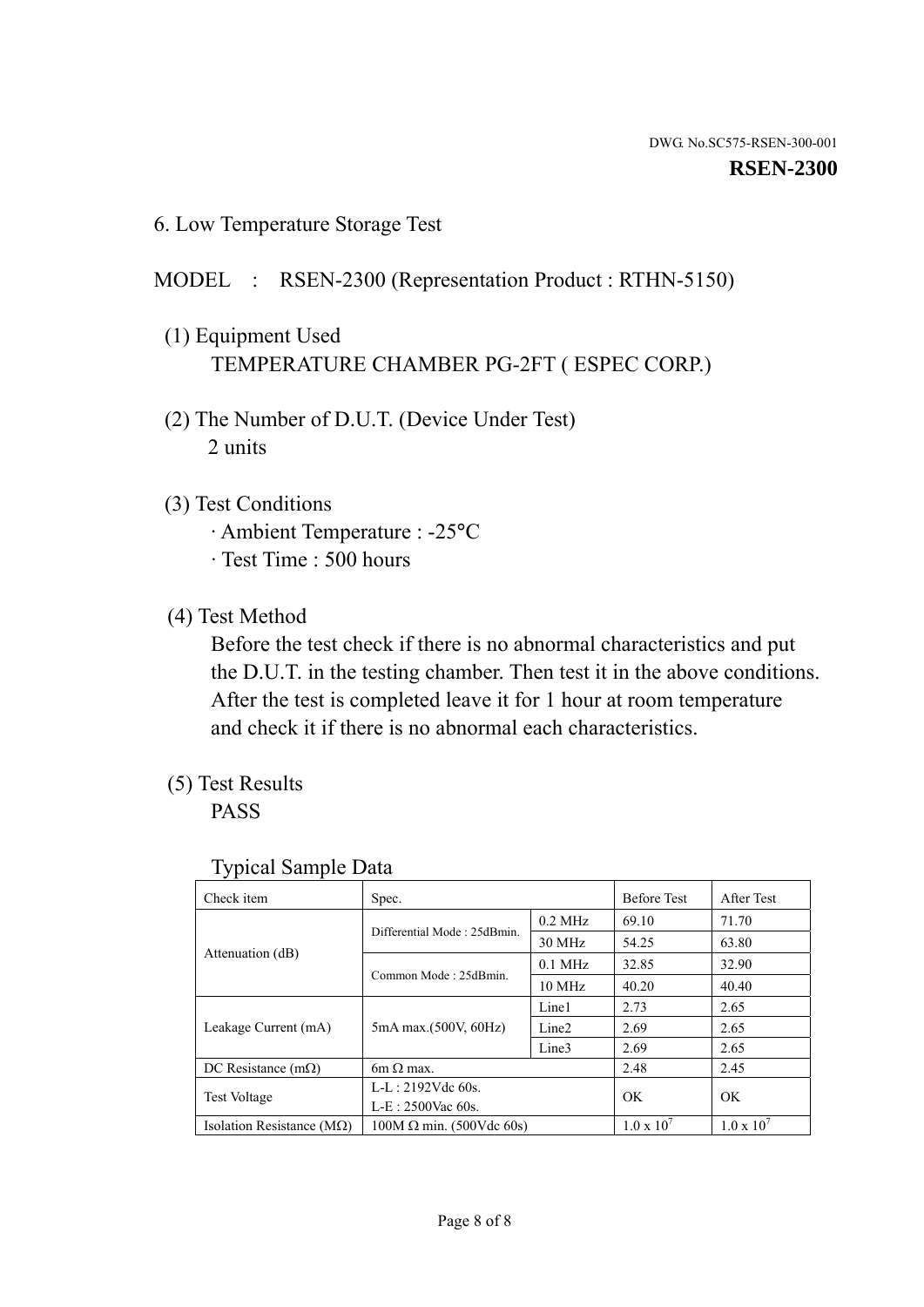DWG. No.SC575-RSEN-300-001

**RSEN-2300**

## 6. Low Temperature Storage Test

MODEL : RSEN-2300 (Representation Product : RTHN-5150)

(1) Equipment Used
TEMPERATURE CHAMBER PG-2FT ( ESPEC CORP.)

(2) The Number of D.U.T. (Device Under Test)
2 units

(3) Test Conditions
· Ambient Temperature : -25°C
· Test Time : 500 hours

(4) Test Method
Before the test check if there is no abnormal characteristics and put the D.U.T. in the testing chamber. Then test it in the above conditions. After the test is completed leave it for 1 hour at room temperature and check it if there is no abnormal each characteristics.

(5) Test Results
PASS

Typical Sample Data

| Check item | Spec. | | Before Test | After Test |
|---|---|---|---|---|
| Attenuation (dB) | Differential Mode : 25dBmin. | 0.2 MHz | 69.10 | 71.70 |
| | | 30 MHz | 54.25 | 63.80 |
| | Common Mode : 25dBmin. | 0.1 MHz | 32.85 | 32.90 |
| | | 10 MHz | 40.20 | 40.40 |
| Leakage Current (mA) | 5mA max.(500V, 60Hz) | Line1 | 2.73 | 2.65 |
| | | Line2 | 2.69 | 2.65 |
| | | Line3 | 2.69 | 2.65 |
| DC Resistance (mΩ) | 6m Ω max. | | 2.48 | 2.45 |
| Test Voltage | L-L : 2192Vdc 60s. L-E : 2500Vac 60s. | | OK | OK |
| Isolation Resistance (MΩ) | 100M Ω min. (500Vdc 60s) | | $1.0 \times 10^7$ | $1.0 \times 10^7$ |